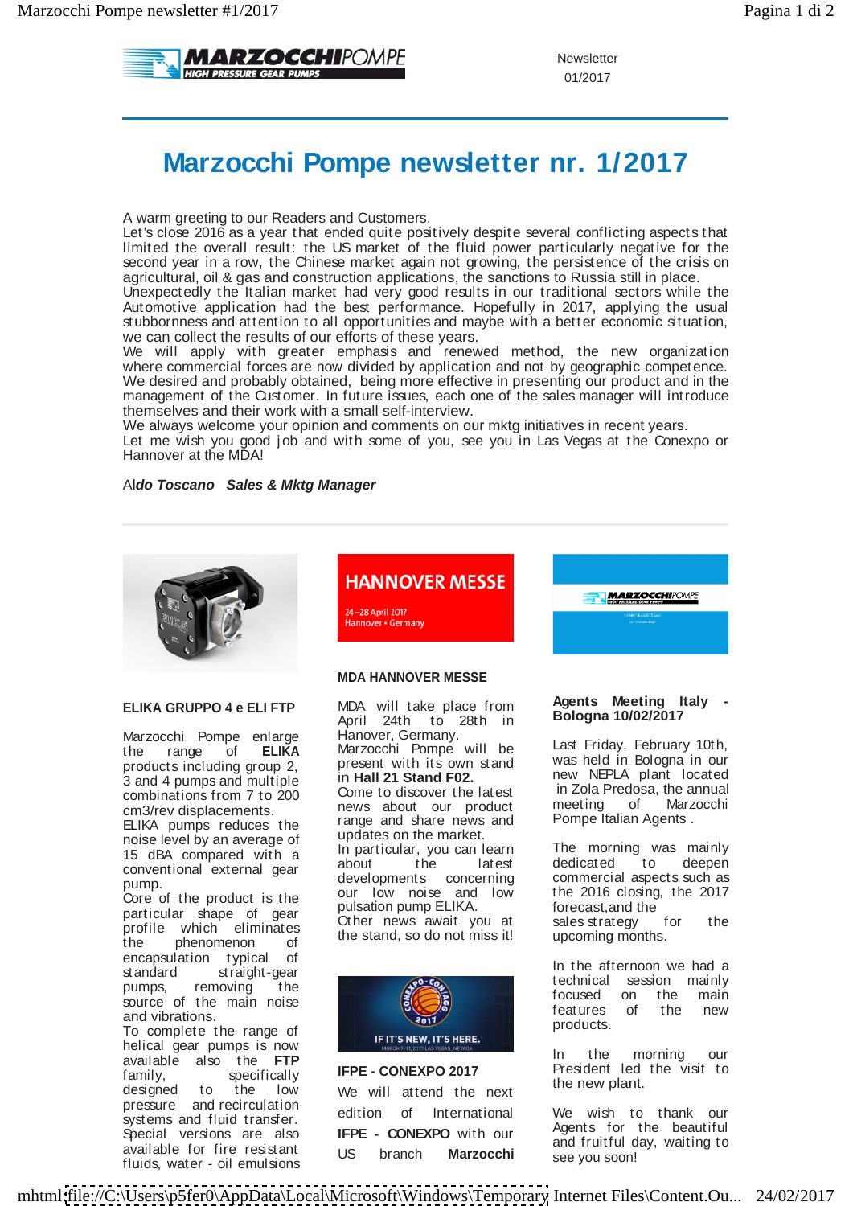Newsletter
01/2017

# Marzocchi Pompe newsletter nr. 1/2017

A warm greeting to our Readers and Customers.
Let's close 2016 as a year that ended quite positively despite several conflicting aspects that limited the overall result: the US market of the fluid power particularly negative for the second year in a row, the Chinese market again not growing, the persistence of the crisis on agricultural, oil & gas and construction applications, the sanctions to Russia still in place.
Unexpectedly the Italian market had very good results in our traditional sectors while the Automotive application had the best performance. Hopefully in 2017, applying the usual stubbornness and attention to all opportunities and maybe with a better economic situation, we can collect the results of our efforts of these years.
We will apply with greater emphasis and renewed method, the new organization where commercial forces are now divided by application and not by geographic competence.
We desired and probably obtained, being more effective in presenting our product and in the management of the Customer. In future issues, each one of the sales manager will introduce themselves and their work with a small self-interview.
We always welcome your opinion and comments on our mktg initiatives in recent years.
Let me wish you good job and with some of you, see you in Las Vegas at the Conexpo or Hannover at the MDA!

Al*do Toscano* ***Sales & Mktg Manager***

---

### ELIKA GRUPPO 4 e ELI FTP

Marzocchi Pompe enlarge the range of **ELIKA** products including group 2, 3 and 4 pumps and multiple combinations from 7 to 200 cm3/rev displacements.
ELIKA pumps reduces the noise level by an average of 15 dBA compared with a conventional external gear pump.
Core of the product is the particular shape of gear profile which eliminates the phenomenon of encapsulation typical of standard straight-gear pumps, removing the source of the main noise and vibrations.
To complete the range of helical gear pumps is now available also the **FTP** family, specifically designed to the low pressure and recirculation systems and fluid transfer.
Special versions are also available for fire resistant fluids, water - oil emulsions

### MDA HANNOVER MESSE

MDA will take place from April 24th to 28th in Hanover, Germany.
Marzocchi Pompe will be present with its own stand in **Hall 21 Stand F02.**
Come to discover the latest news about our product range and share news and updates on the market.
In particular, you can learn about the latest developments concerning our low noise and low pulsation pump ELIKA.
Other news await you at the stand, so do not miss it!

### IFPE - CONEXPO 2017

We will attend the next edition of International **IFPE - CONEXPO** with our US branch **Marzocchi**

### Agents Meeting Italy - Bologna 10/02/2017

Last Friday, February 10th, was held in Bologna in our new NEPLA plant located in Zola Predosa, the annual meeting of Marzocchi Pompe Italian Agents .

The morning was mainly dedicated to deepen commercial aspects such as the 2016 closing, the 2017 forecast,and the sales strategy for the upcoming months.

In the afternoon we had a technical session mainly focused on the main features of the new products.

In the morning our President led the visit to the new plant.

We wish to thank our Agents for the beautiful and fruitful day, waiting to see you soon!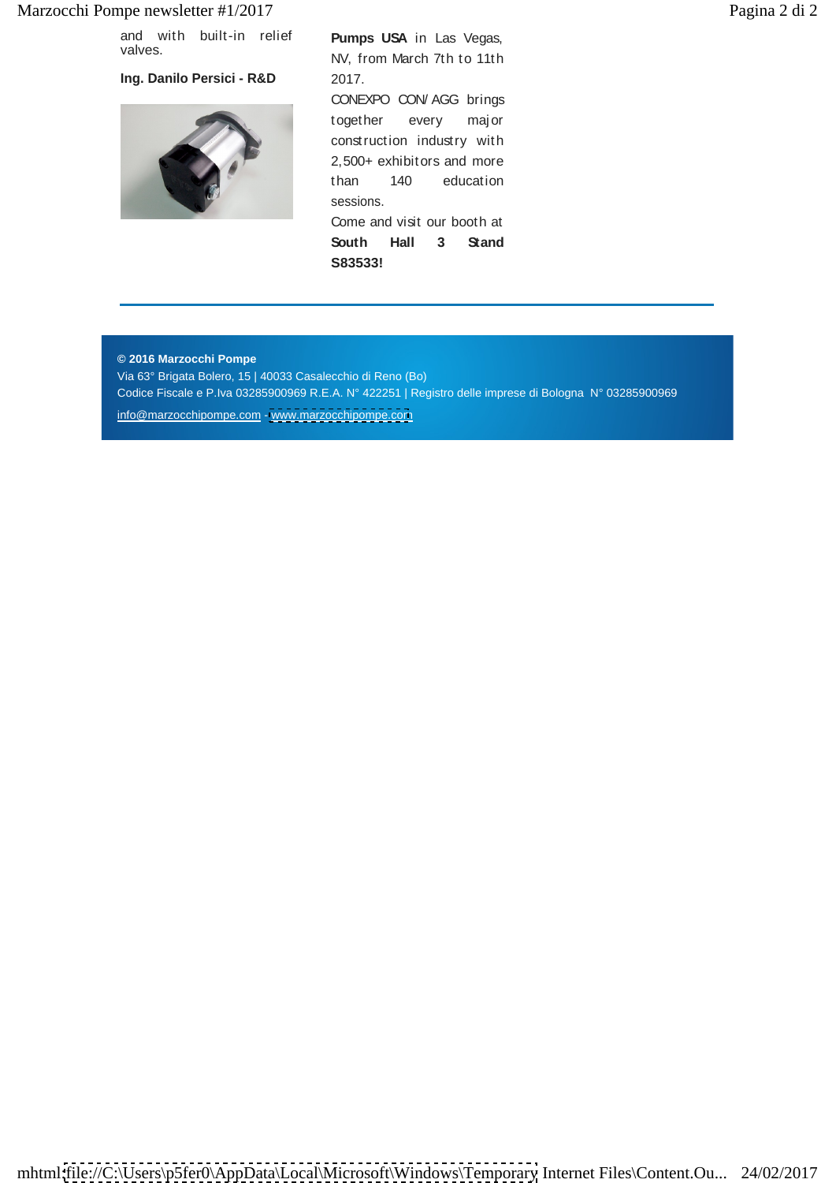and with built-in relief valves.

**Ing. Danilo Persici - R&D**

**Pumps USA** in Las Vegas, NV, from March 7th to 11th 2017.

CONEXPO CON/AGG brings together every major construction industry with 2,500+ exhibitors and more than 140 education sessions.

Come and visit our booth at **South Hall 3 Stand S83533!**

---

**© 2016 Marzocchi Pompe**
Via 63° Brigata Bolero, 15 | 40033 Casalecchio di Reno (Bo)
Codice Fiscale e P.Iva 03285900969 R.E.A. N° 422251 | Registro delle imprese di Bologna N° 03285900969

info@marzocchipompe.com - www.marzocchipompe.com